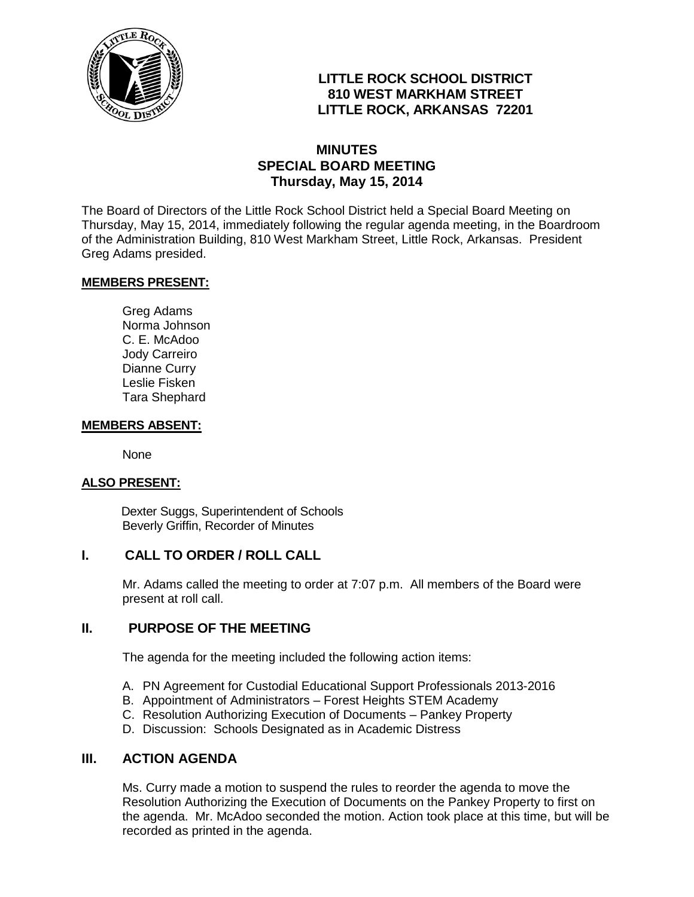**LITTLE ROCK SCHOOL DISTRICT**
**810 WEST MARKHAM STREET**
**LITTLE ROCK, ARKANSAS 72201**

# MINUTES
## SPECIAL BOARD MEETING
### Thursday, May 15, 2014

The Board of Directors of the Little Rock School District held a Special Board Meeting on Thursday, May 15, 2014, immediately following the regular agenda meeting, in the Boardroom of the Administration Building, 810 West Markham Street, Little Rock, Arkansas. President Greg Adams presided.

**MEMBERS PRESENT:**

Greg Adams
Norma Johnson
C. E. McAdoo
Jody Carreiro
Dianne Curry
Leslie Fisken
Tara Shephard

**MEMBERS ABSENT:**

None

**ALSO PRESENT:**

Dexter Suggs, Superintendent of Schools
Beverly Griffin, Recorder of Minutes

## I. CALL TO ORDER / ROLL CALL

Mr. Adams called the meeting to order at 7:07 p.m. All members of the Board were present at roll call.

## II. PURPOSE OF THE MEETING

The agenda for the meeting included the following action items:

A. PN Agreement for Custodial Educational Support Professionals 2013-2016
B. Appointment of Administrators – Forest Heights STEM Academy
C. Resolution Authorizing Execution of Documents – Pankey Property
D. Discussion: Schools Designated as in Academic Distress

## III. ACTION AGENDA

Ms. Curry made a motion to suspend the rules to reorder the agenda to move the Resolution Authorizing the Execution of Documents on the Pankey Property to first on the agenda. Mr. McAdoo seconded the motion. Action took place at this time, but will be recorded as printed in the agenda.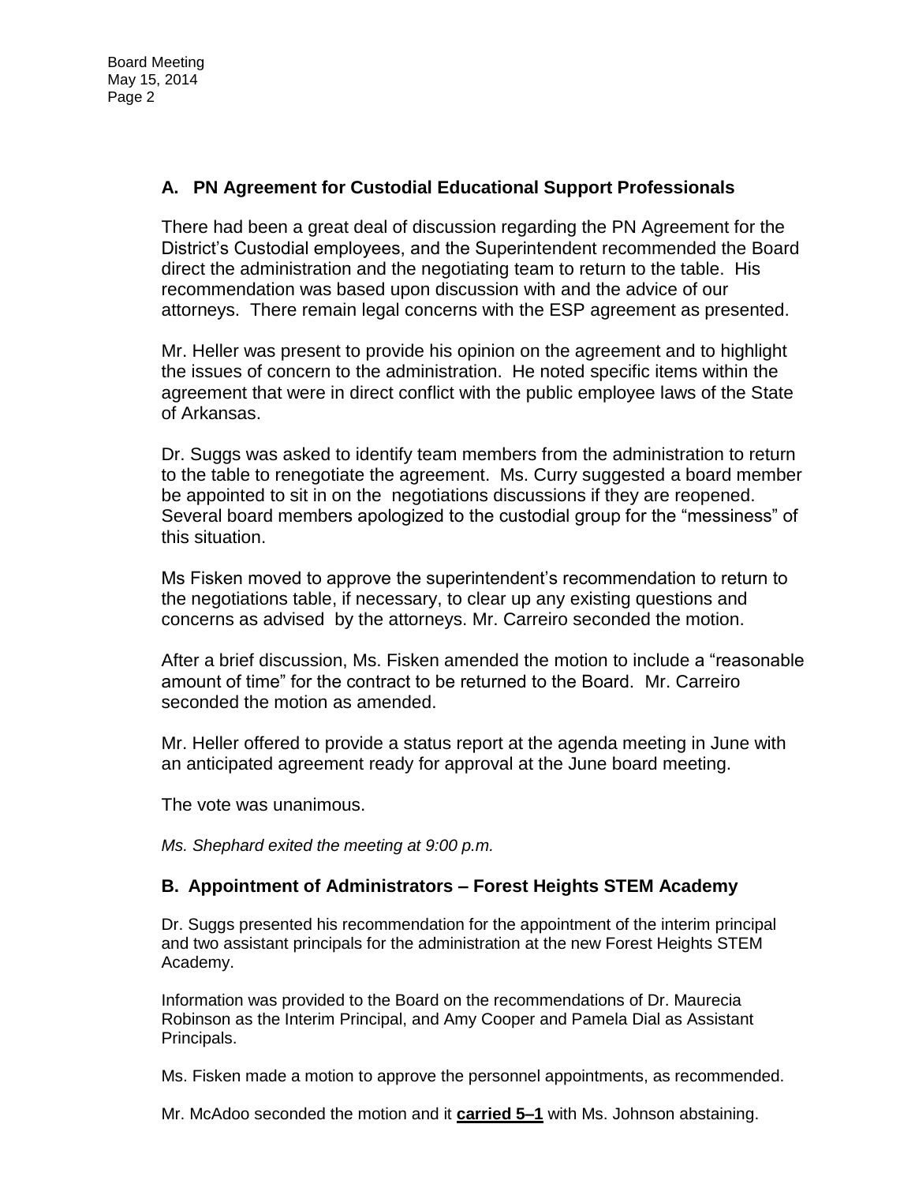### A. PN Agreement for Custodial Educational Support Professionals

There had been a great deal of discussion regarding the PN Agreement for the District's Custodial employees, and the Superintendent recommended the Board direct the administration and the negotiating team to return to the table. His recommendation was based upon discussion with and the advice of our attorneys. There remain legal concerns with the ESP agreement as presented.

Mr. Heller was present to provide his opinion on the agreement and to highlight the issues of concern to the administration. He noted specific items within the agreement that were in direct conflict with the public employee laws of the State of Arkansas.

Dr. Suggs was asked to identify team members from the administration to return to the table to renegotiate the agreement. Ms. Curry suggested a board member be appointed to sit in on the negotiations discussions if they are reopened. Several board members apologized to the custodial group for the "messiness" of this situation.

Ms Fisken moved to approve the superintendent's recommendation to return to the negotiations table, if necessary, to clear up any existing questions and concerns as advised by the attorneys. Mr. Carreiro seconded the motion.

After a brief discussion, Ms. Fisken amended the motion to include a "reasonable amount of time" for the contract to be returned to the Board. Mr. Carreiro seconded the motion as amended.

Mr. Heller offered to provide a status report at the agenda meeting in June with an anticipated agreement ready for approval at the June board meeting.

The vote was unanimous.

*Ms. Shephard exited the meeting at 9:00 p.m.*

### B. Appointment of Administrators – Forest Heights STEM Academy

Dr. Suggs presented his recommendation for the appointment of the interim principal and two assistant principals for the administration at the new Forest Heights STEM Academy.

Information was provided to the Board on the recommendations of Dr. Maurecia Robinson as the Interim Principal, and Amy Cooper and Pamela Dial as Assistant Principals.

Ms. Fisken made a motion to approve the personnel appointments, as recommended.

Mr. McAdoo seconded the motion and it **carried 5–1** with Ms. Johnson abstaining.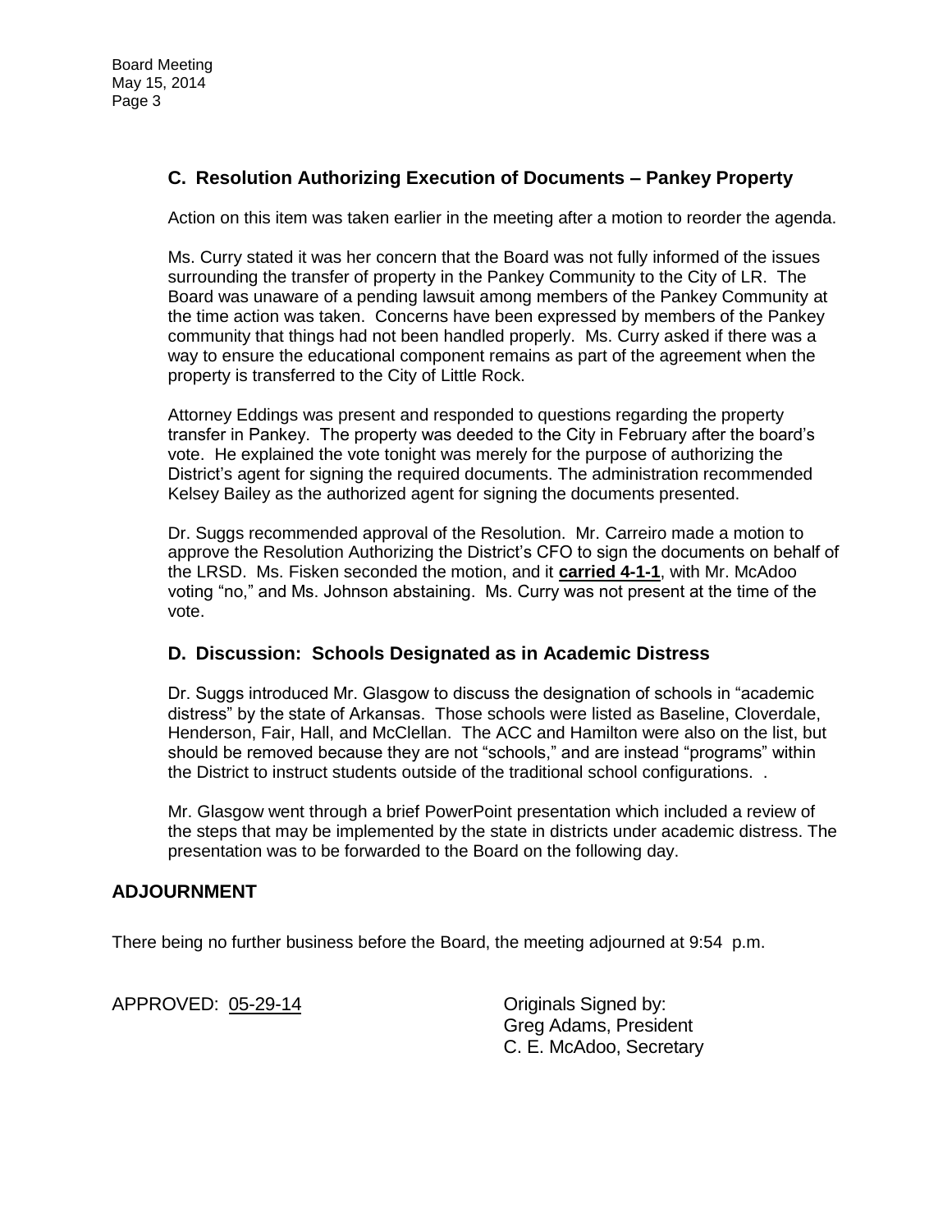### C. Resolution Authorizing Execution of Documents – Pankey Property

Action on this item was taken earlier in the meeting after a motion to reorder the agenda.

Ms. Curry stated it was her concern that the Board was not fully informed of the issues surrounding the transfer of property in the Pankey Community to the City of LR. The Board was unaware of a pending lawsuit among members of the Pankey Community at the time action was taken. Concerns have been expressed by members of the Pankey community that things had not been handled properly. Ms. Curry asked if there was a way to ensure the educational component remains as part of the agreement when the property is transferred to the City of Little Rock.

Attorney Eddings was present and responded to questions regarding the property transfer in Pankey. The property was deeded to the City in February after the board's vote. He explained the vote tonight was merely for the purpose of authorizing the District's agent for signing the required documents. The administration recommended Kelsey Bailey as the authorized agent for signing the documents presented.

Dr. Suggs recommended approval of the Resolution. Mr. Carreiro made a motion to approve the Resolution Authorizing the District's CFO to sign the documents on behalf of the LRSD. Ms. Fisken seconded the motion, and it **carried 4-1-1**, with Mr. McAdoo voting "no," and Ms. Johnson abstaining. Ms. Curry was not present at the time of the vote.

### D. Discussion: Schools Designated as in Academic Distress

Dr. Suggs introduced Mr. Glasgow to discuss the designation of schools in "academic distress" by the state of Arkansas. Those schools were listed as Baseline, Cloverdale, Henderson, Fair, Hall, and McClellan. The ACC and Hamilton were also on the list, but should be removed because they are not "schools," and are instead "programs" within the District to instruct students outside of the traditional school configurations. .

Mr. Glasgow went through a brief PowerPoint presentation which included a review of the steps that may be implemented by the state in districts under academic distress. The presentation was to be forwarded to the Board on the following day.

## ADJOURNMENT

There being no further business before the Board, the meeting adjourned at 9:54 p.m.

APPROVED: 05-29-14

Originals Signed by:
Greg Adams, President
C. E. McAdoo, Secretary